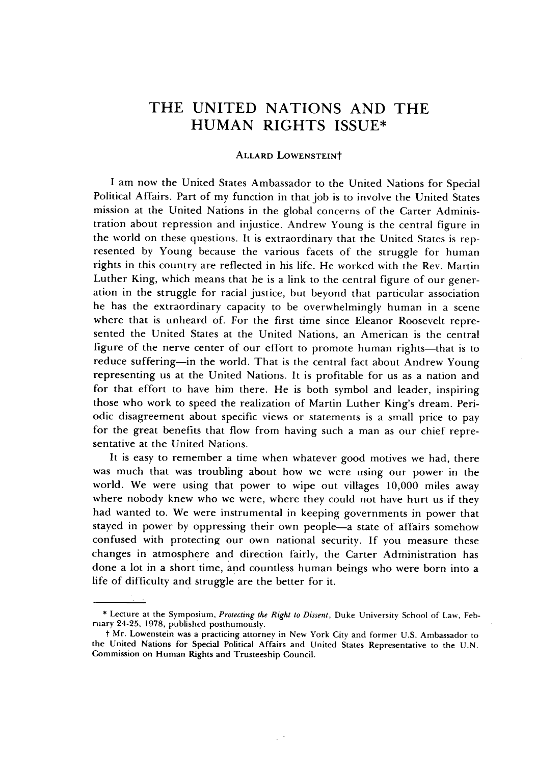# THE UNITED NATIONS AND THE HUMAN RIGHTS ISSUE*

ALLARD LOWENSTEIN†

I am now the United States Ambassador to the United Nations for Special Political Affairs. Part of my function in that job is to involve the United States mission at the United Nations in the global concerns of the Carter Administration about repression and injustice. Andrew Young is the central figure in the world on these questions. It is extraordinary that the United States is represented by Young because the various facets of the struggle for human rights in this country are reflected in his life. He worked with the Rev. Martin Luther King, which means that he is a link to the central figure of our generation in the struggle for racial justice, but beyond that particular association he has the extraordinary capacity to be overwhelmingly human in a scene where that is unheard of. For the first time since Eleanor Roosevelt represented the United States at the United Nations, an American is the central figure of the nerve center of our effort to promote human rights—that is to reduce suffering—in the world. That is the central fact about Andrew Young representing us at the United Nations. It is profitable for us as a nation and for that effort to have him there. He is both symbol and leader, inspiring those who work to speed the realization of Martin Luther King's dream. Periodic disagreement about specific views or statements is a small price to pay for the great benefits that flow from having such a man as our chief representative at the United Nations.

It is easy to remember a time when whatever good motives we had, there was much that was troubling about how we were using our power in the world. We were using that power to wipe out villages 10,000 miles away where nobody knew who we were, where they could not have hurt us if they had wanted to. We were instrumental in keeping governments in power that stayed in power by oppressing their own people—a state of affairs somehow confused with protecting our own national security. If you measure these changes in atmosphere and direction fairly, the Carter Administration has done a lot in a short time, and countless human beings who were born into a life of difficulty and struggle are the better for it.

---

\* Lecture at the Symposium, *Protecting the Right to Dissent*, Duke University School of Law, February 24-25, 1978, published posthumously.

† Mr. Lowenstein was a practicing attorney in New York City and former U.S. Ambassador to the United Nations for Special Political Affairs and United States Representative to the U.N. Commission on Human Rights and Trusteeship Council.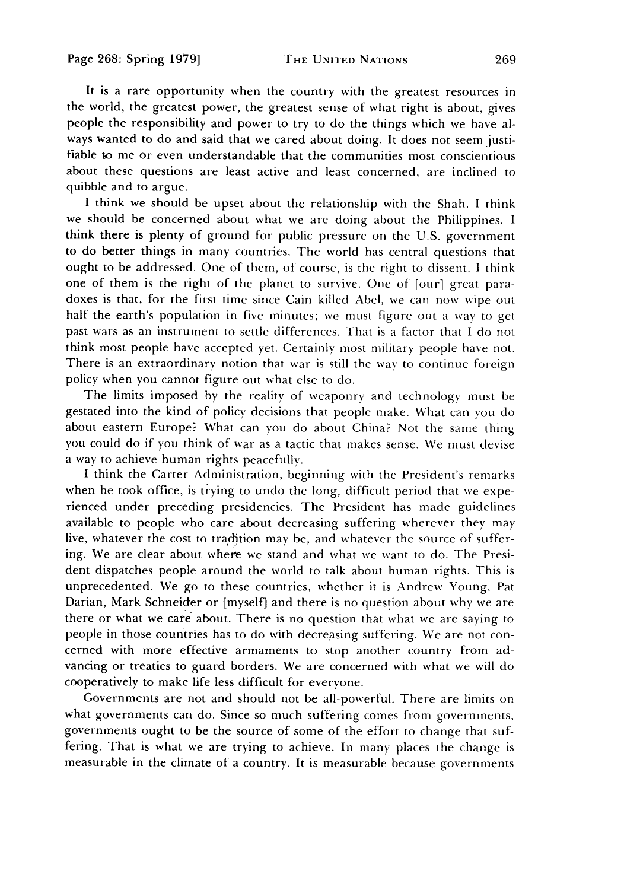It is a rare opportunity when the country with the greatest resources in the world, the greatest power, the greatest sense of what right is about, gives people the responsibility and power to try to do the things which we have always wanted to do and said that we cared about doing. It does not seem justifiable to me or even understandable that the communities most conscientious about these questions are least active and least concerned, are inclined to quibble and to argue.

I think we should be upset about the relationship with the Shah. I think we should be concerned about what we are doing about the Philippines. I think there is plenty of ground for public pressure on the U.S. government to do better things in many countries. The world has central questions that ought to be addressed. One of them, of course, is the right to dissent. I think one of them is the right of the planet to survive. One of [our] great paradoxes is that, for the first time since Cain killed Abel, we can now wipe out half the earth's population in five minutes; we must figure out a way to get past wars as an instrument to settle differences. That is a factor that I do not think most people have accepted yet. Certainly most military people have not. There is an extraordinary notion that war is still the way to continue foreign policy when you cannot figure out what else to do.

The limits imposed by the reality of weaponry and technology must be gestated into the kind of policy decisions that people make. What can you do about eastern Europe? What can you do about China? Not the same thing you could do if you think of war as a tactic that makes sense. We must devise a way to achieve human rights peacefully.

I think the Carter Administration, beginning with the President's remarks when he took office, is trying to undo the long, difficult period that we experienced under preceding presidencies. The President has made guidelines available to people who care about decreasing suffering wherever they may live, whatever the cost to tradition may be, and whatever the source of suffering. We are clear about where we stand and what we want to do. The President dispatches people around the world to talk about human rights. This is unprecedented. We go to these countries, whether it is Andrew Young, Pat Darian, Mark Schneider or [myself] and there is no question about why we are there or what we care about. There is no question that what we are saying to people in those countries has to do with decreasing suffering. We are not concerned with more effective armaments to stop another country from advancing or treaties to guard borders. We are concerned with what we will do cooperatively to make life less difficult for everyone.

Governments are not and should not be all-powerful. There are limits on what governments can do. Since so much suffering comes from governments, governments ought to be the source of some of the effort to change that suffering. That is what we are trying to achieve. In many places the change is measurable in the climate of a country. It is measurable because governments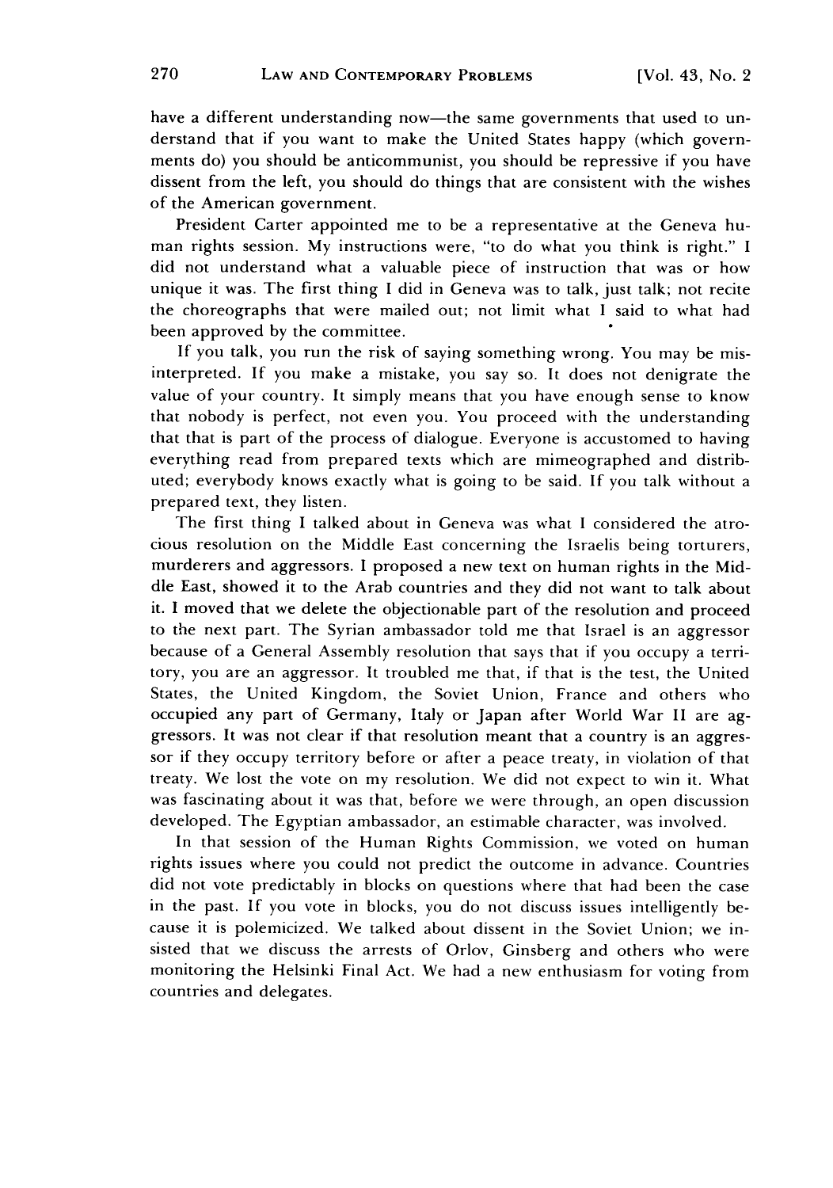have a different understanding now—the same governments that used to understand that if you want to make the United States happy (which governments do) you should be anticommunist, you should be repressive if you have dissent from the left, you should do things that are consistent with the wishes of the American government.

President Carter appointed me to be a representative at the Geneva human rights session. My instructions were, "to do what you think is right." I did not understand what a valuable piece of instruction that was or how unique it was. The first thing I did in Geneva was to talk, just talk; not recite the choreographs that were mailed out; not limit what I said to what had been approved by the committee.

If you talk, you run the risk of saying something wrong. You may be misinterpreted. If you make a mistake, you say so. It does not denigrate the value of your country. It simply means that you have enough sense to know that nobody is perfect, not even you. You proceed with the understanding that that is part of the process of dialogue. Everyone is accustomed to having everything read from prepared texts which are mimeographed and distributed; everybody knows exactly what is going to be said. If you talk without a prepared text, they listen.

The first thing I talked about in Geneva was what I considered the atrocious resolution on the Middle East concerning the Israelis being torturers, murderers and aggressors. I proposed a new text on human rights in the Middle East, showed it to the Arab countries and they did not want to talk about it. I moved that we delete the objectionable part of the resolution and proceed to the next part. The Syrian ambassador told me that Israel is an aggressor because of a General Assembly resolution that says that if you occupy a territory, you are an aggressor. It troubled me that, if that is the test, the United States, the United Kingdom, the Soviet Union, France and others who occupied any part of Germany, Italy or Japan after World War II are aggressors. It was not clear if that resolution meant that a country is an aggressor if they occupy territory before or after a peace treaty, in violation of that treaty. We lost the vote on my resolution. We did not expect to win it. What was fascinating about it was that, before we were through, an open discussion developed. The Egyptian ambassador, an estimable character, was involved.

In that session of the Human Rights Commission, we voted on human rights issues where you could not predict the outcome in advance. Countries did not vote predictably in blocks on questions where that had been the case in the past. If you vote in blocks, you do not discuss issues intelligently because it is polemicized. We talked about dissent in the Soviet Union; we insisted that we discuss the arrests of Orlov, Ginsberg and others who were monitoring the Helsinki Final Act. We had a new enthusiasm for voting from countries and delegates.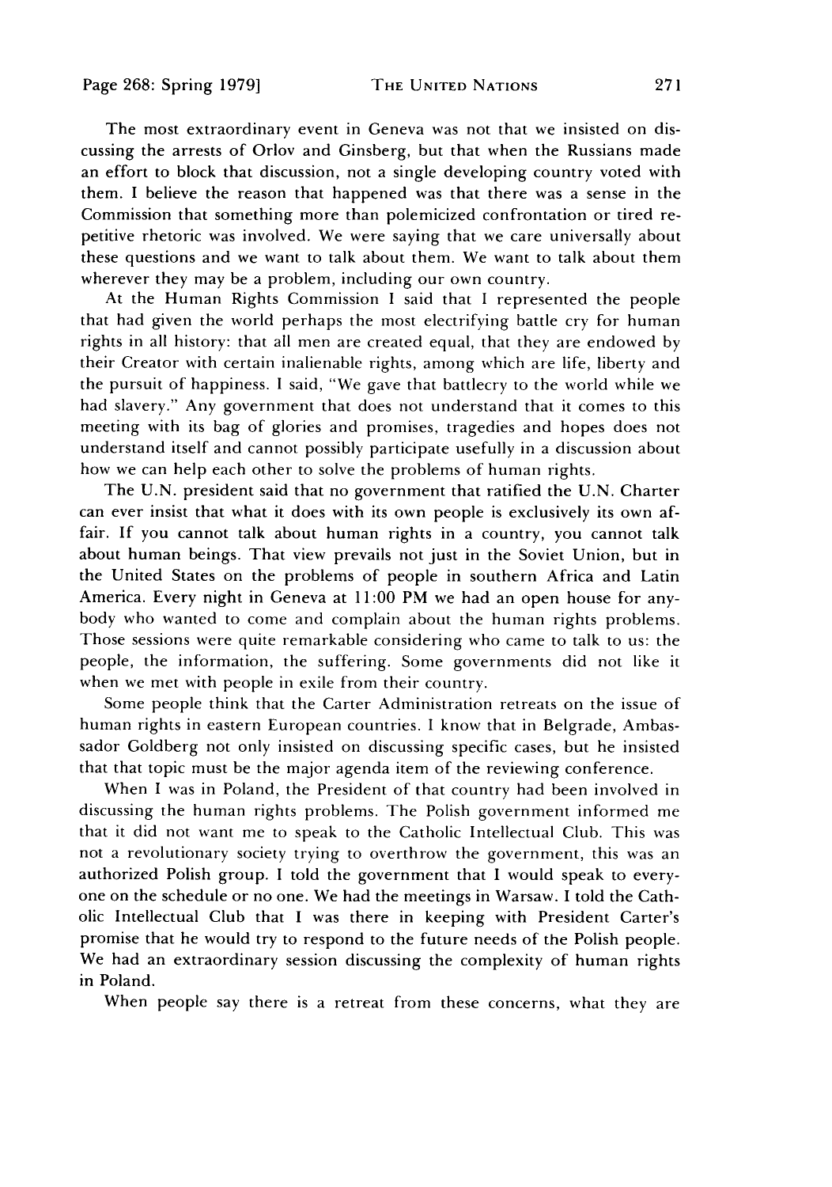The most extraordinary event in Geneva was not that we insisted on discussing the arrests of Orlov and Ginsberg, but that when the Russians made an effort to block that discussion, not a single developing country voted with them. I believe the reason that happened was that there was a sense in the Commission that something more than polemicized confrontation or tired repetitive rhetoric was involved. We were saying that we care universally about these questions and we want to talk about them. We want to talk about them wherever they may be a problem, including our own country.

At the Human Rights Commission I said that I represented the people that had given the world perhaps the most electrifying battle cry for human rights in all history: that all men are created equal, that they are endowed by their Creator with certain inalienable rights, among which are life, liberty and the pursuit of happiness. I said, "We gave that battlecry to the world while we had slavery." Any government that does not understand that it comes to this meeting with its bag of glories and promises, tragedies and hopes does not understand itself and cannot possibly participate usefully in a discussion about how we can help each other to solve the problems of human rights.

The U.N. president said that no government that ratified the U.N. Charter can ever insist that what it does with its own people is exclusively its own affair. If you cannot talk about human rights in a country, you cannot talk about human beings. That view prevails not just in the Soviet Union, but in the United States on the problems of people in southern Africa and Latin America. Every night in Geneva at 11:00 PM we had an open house for anybody who wanted to come and complain about the human rights problems. Those sessions were quite remarkable considering who came to talk to us: the people, the information, the suffering. Some governments did not like it when we met with people in exile from their country.

Some people think that the Carter Administration retreats on the issue of human rights in eastern European countries. I know that in Belgrade, Ambassador Goldberg not only insisted on discussing specific cases, but he insisted that that topic must be the major agenda item of the reviewing conference.

When I was in Poland, the President of that country had been involved in discussing the human rights problems. The Polish government informed me that it did not want me to speak to the Catholic Intellectual Club. This was not a revolutionary society trying to overthrow the government, this was an authorized Polish group. I told the government that I would speak to everyone on the schedule or no one. We had the meetings in Warsaw. I told the Catholic Intellectual Club that I was there in keeping with President Carter's promise that he would try to respond to the future needs of the Polish people. We had an extraordinary session discussing the complexity of human rights in Poland.

When people say there is a retreat from these concerns, what they are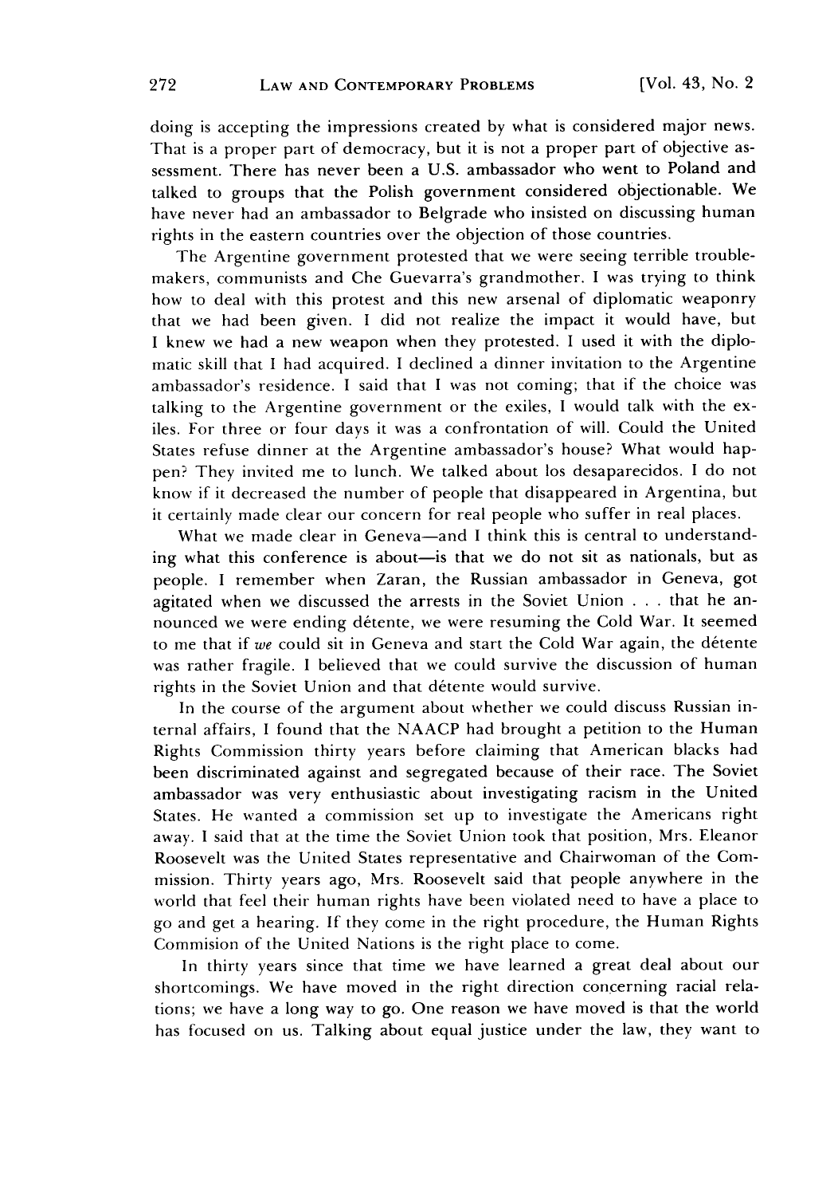doing is accepting the impressions created by what is considered major news. That is a proper part of democracy, but it is not a proper part of objective assessment. There has never been a U.S. ambassador who went to Poland and talked to groups that the Polish government considered objectionable. We have never had an ambassador to Belgrade who insisted on discussing human rights in the eastern countries over the objection of those countries.

The Argentine government protested that we were seeing terrible troublemakers, communists and Che Guevarra's grandmother. I was trying to think how to deal with this protest and this new arsenal of diplomatic weaponry that we had been given. I did not realize the impact it would have, but I knew we had a new weapon when they protested. I used it with the diplomatic skill that I had acquired. I declined a dinner invitation to the Argentine ambassador's residence. I said that I was not coming; that if the choice was talking to the Argentine government or the exiles, I would talk with the exiles. For three or four days it was a confrontation of will. Could the United States refuse dinner at the Argentine ambassador's house? What would happen? They invited me to lunch. We talked about los desaparecidos. I do not know if it decreased the number of people that disappeared in Argentina, but it certainly made clear our concern for real people who suffer in real places.

What we made clear in Geneva—and I think this is central to understanding what this conference is about—is that we do not sit as nationals, but as people. I remember when Zaran, the Russian ambassador in Geneva, got agitated when we discussed the arrests in the Soviet Union . . . that he announced we were ending détente, we were resuming the Cold War. It seemed to me that if *we* could sit in Geneva and start the Cold War again, the détente was rather fragile. I believed that we could survive the discussion of human rights in the Soviet Union and that détente would survive.

In the course of the argument about whether we could discuss Russian internal affairs, I found that the NAACP had brought a petition to the Human Rights Commission thirty years before claiming that American blacks had been discriminated against and segregated because of their race. The Soviet ambassador was very enthusiastic about investigating racism in the United States. He wanted a commission set up to investigate the Americans right away. I said that at the time the Soviet Union took that position, Mrs. Eleanor Roosevelt was the United States representative and Chairwoman of the Commission. Thirty years ago, Mrs. Roosevelt said that people anywhere in the world that feel their human rights have been violated need to have a place to go and get a hearing. If they come in the right procedure, the Human Rights Commision of the United Nations is the right place to come.

In thirty years since that time we have learned a great deal about our shortcomings. We have moved in the right direction concerning racial relations; we have a long way to go. One reason we have moved is that the world has focused on us. Talking about equal justice under the law, they want to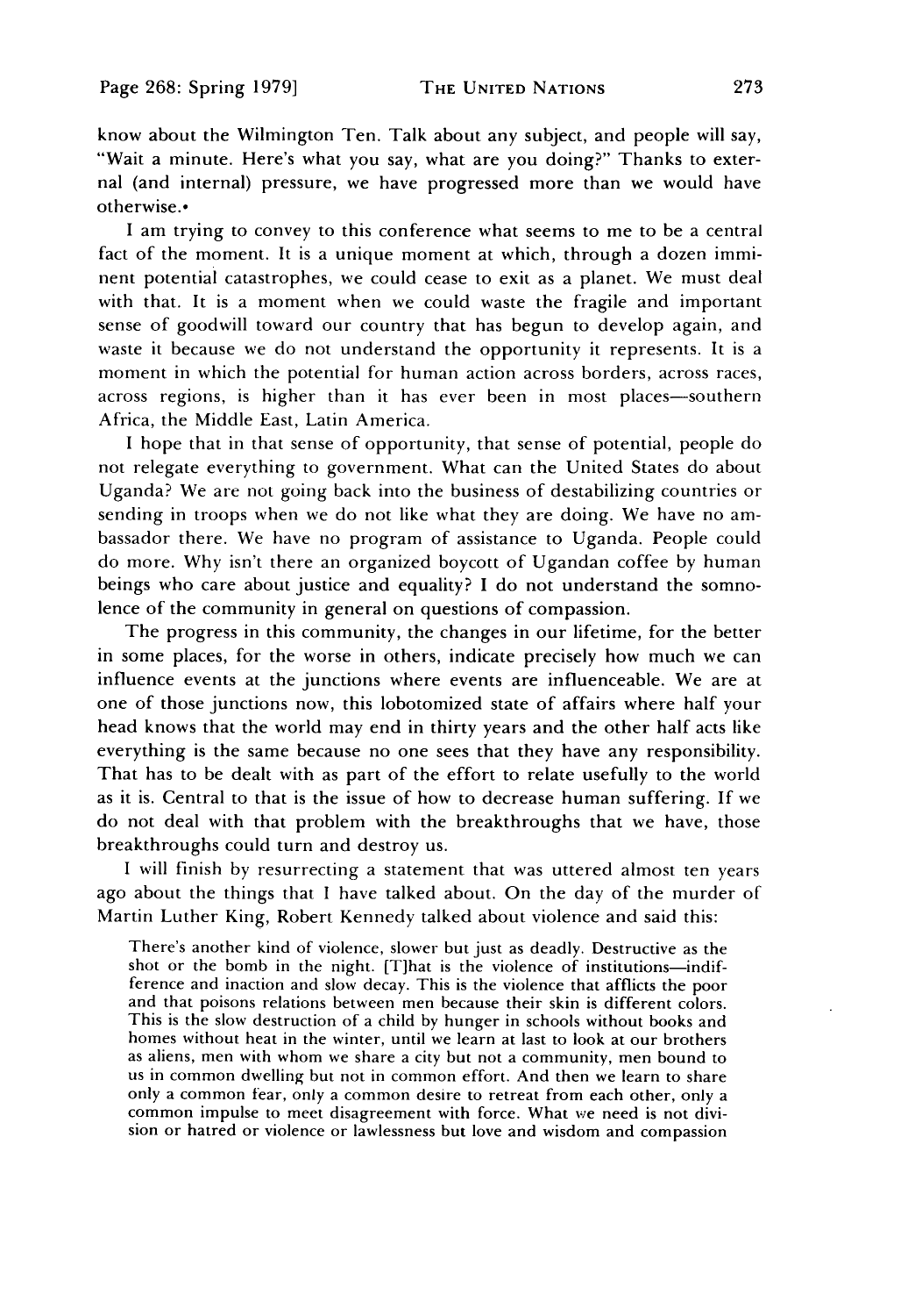know about the Wilmington Ten. Talk about any subject, and people will say, "Wait a minute. Here's what you say, what are you doing?" Thanks to external (and internal) pressure, we have progressed more than we would have otherwise.•

I am trying to convey to this conference what seems to me to be a central fact of the moment. It is a unique moment at which, through a dozen imminent potential catastrophes, we could cease to exit as a planet. We must deal with that. It is a moment when we could waste the fragile and important sense of goodwill toward our country that has begun to develop again, and waste it because we do not understand the opportunity it represents. It is a moment in which the potential for human action across borders, across races, across regions, is higher than it has ever been in most places—southern Africa, the Middle East, Latin America.

I hope that in that sense of opportunity, that sense of potential, people do not relegate everything to government. What can the United States do about Uganda? We are not going back into the business of destabilizing countries or sending in troops when we do not like what they are doing. We have no ambassador there. We have no program of assistance to Uganda. People could do more. Why isn't there an organized boycott of Ugandan coffee by human beings who care about justice and equality? I do not understand the somnolence of the community in general on questions of compassion.

The progress in this community, the changes in our lifetime, for the better in some places, for the worse in others, indicate precisely how much we can influence events at the junctions where events are influenceable. We are at one of those junctions now, this lobotomized state of affairs where half your head knows that the world may end in thirty years and the other half acts like everything is the same because no one sees that they have any responsibility. That has to be dealt with as part of the effort to relate usefully to the world as it is. Central to that is the issue of how to decrease human suffering. If we do not deal with that problem with the breakthroughs that we have, those breakthroughs could turn and destroy us.

I will finish by resurrecting a statement that was uttered almost ten years ago about the things that I have talked about. On the day of the murder of Martin Luther King, Robert Kennedy talked about violence and said this:

> There's another kind of violence, slower but just as deadly. Destructive as the shot or the bomb in the night. [T]hat is the violence of institutions—indifference and inaction and slow decay. This is the violence that afflicts the poor and that poisons relations between men because their skin is different colors. This is the slow destruction of a child by hunger in schools without books and homes without heat in the winter, until we learn at last to look at our brothers as aliens, men with whom we share a city but not a community, men bound to us in common dwelling but not in common effort. And then we learn to share only a common fear, only a common desire to retreat from each other, only a common impulse to meet disagreement with force. What we need is not division or hatred or violence or lawlessness but love and wisdom and compassion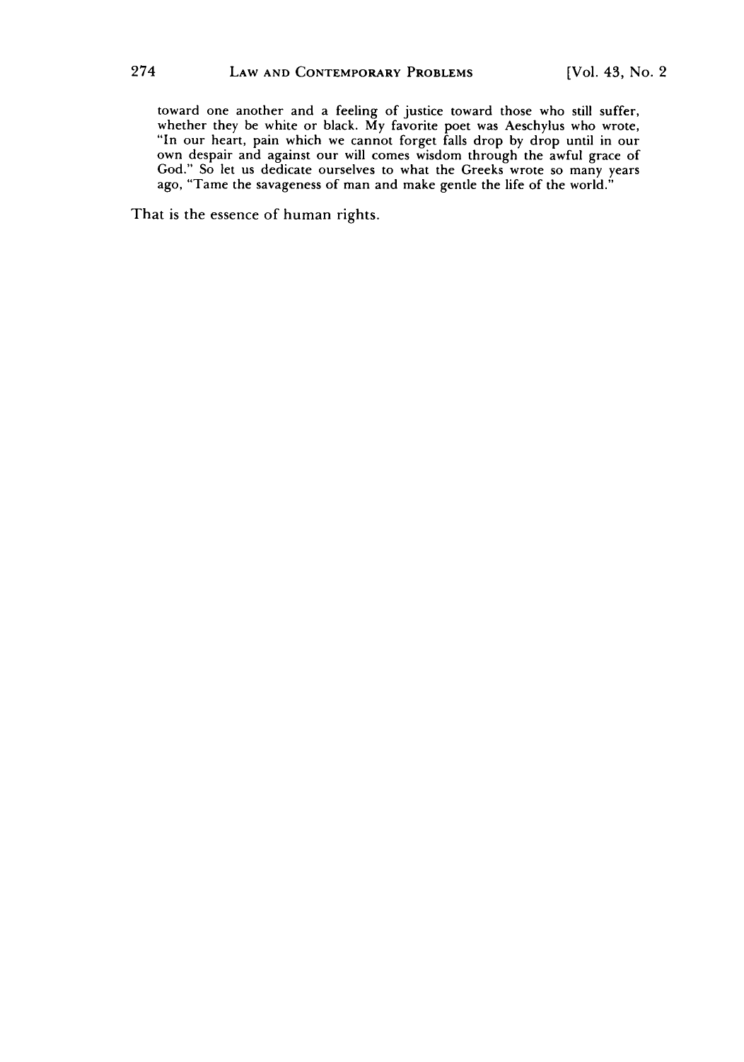> toward one another and a feeling of justice toward those who still suffer, whether they be white or black. My favorite poet was Aeschylus who wrote, "In our heart, pain which we cannot forget falls drop by drop until in our own despair and against our will comes wisdom through the awful grace of God." So let us dedicate ourselves to what the Greeks wrote so many years ago, "Tame the savageness of man and make gentle the life of the world."

That is the essence of human rights.